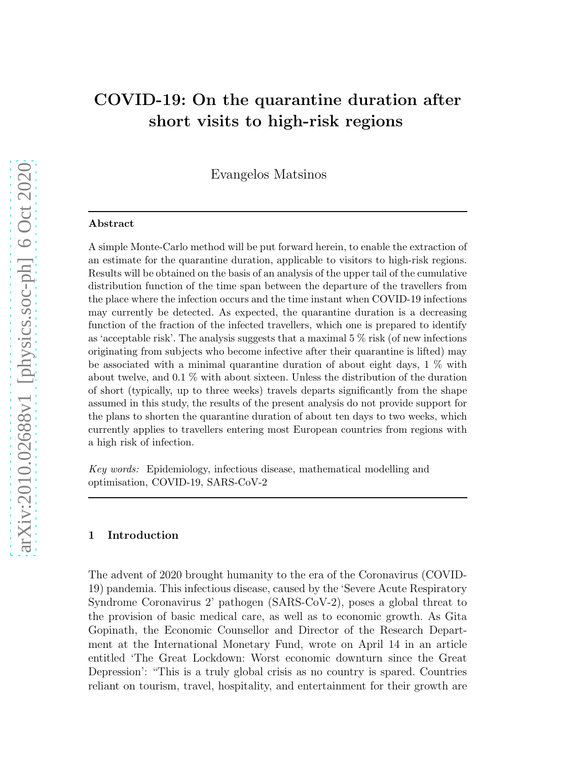# COVID-19: On the quarantine duration after short visits to high-risk regions

Evangelos Matsinos

---

**Abstract**

A simple Monte-Carlo method will be put forward herein, to enable the extraction of an estimate for the quarantine duration, applicable to visitors to high-risk regions. Results will be obtained on the basis of an analysis of the upper tail of the cumulative distribution function of the time span between the departure of the travellers from the place where the infection occurs and the time instant when COVID-19 infections may currently be detected. As expected, the quarantine duration is a decreasing function of the fraction of the infected travellers, which one is prepared to identify as 'acceptable risk'. The analysis suggests that a maximal 5 % risk (of new infections originating from subjects who become infective after their quarantine is lifted) may be associated with a minimal quarantine duration of about eight days, 1 % with about twelve, and 0.1 % with about sixteen. Unless the distribution of the duration of short (typically, up to three weeks) travels departs significantly from the shape assumed in this study, the results of the present analysis do not provide support for the plans to shorten the quarantine duration of about ten days to two weeks, which currently applies to travellers entering most European countries from regions with a high risk of infection.

*Key words:* Epidemiology, infectious disease, mathematical modelling and optimisation, COVID-19, SARS-CoV-2

---

## 1 Introduction

The advent of 2020 brought humanity to the era of the Coronavirus (COVID-19) pandemia. This infectious disease, caused by the 'Severe Acute Respiratory Syndrome Coronavirus 2' pathogen (SARS-CoV-2), poses a global threat to the provision of basic medical care, as well as to economic growth. As Gita Gopinath, the Economic Counsellor and Director of the Research Department at the International Monetary Fund, wrote on April 14 in an article entitled 'The Great Lockdown: Worst economic downturn since the Great Depression': "This is a truly global crisis as no country is spared. Countries reliant on tourism, travel, hospitality, and entertainment for their growth are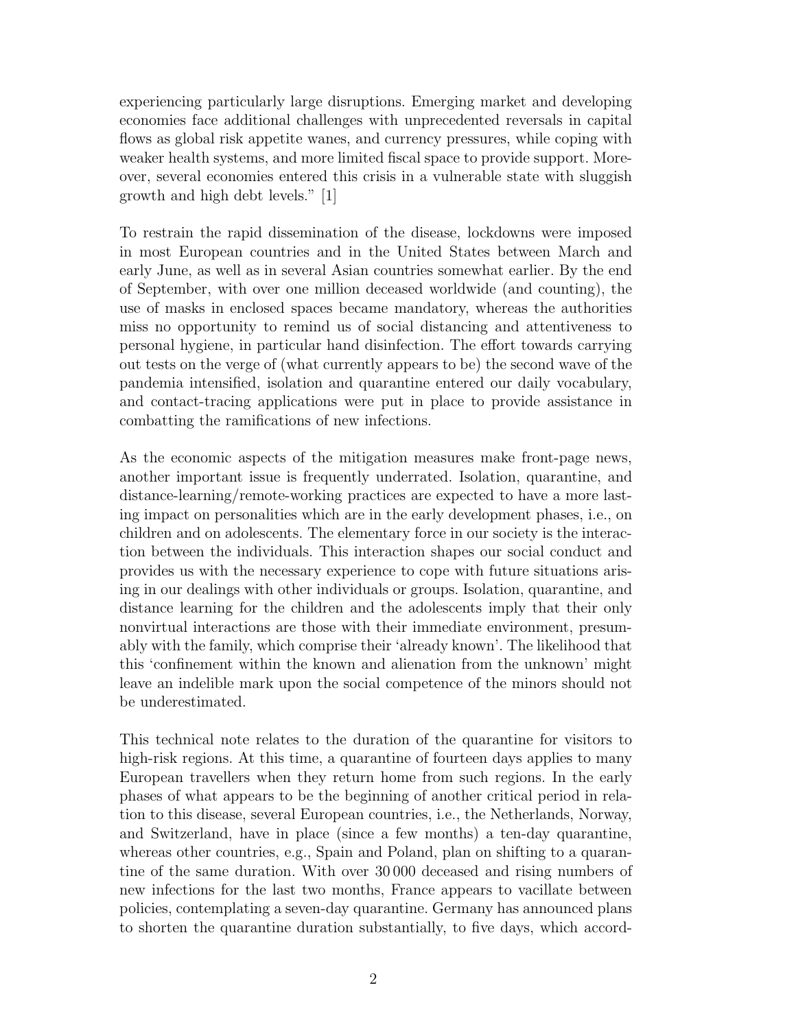experiencing particularly large disruptions. Emerging market and developing economies face additional challenges with unprecedented reversals in capital flows as global risk appetite wanes, and currency pressures, while coping with weaker health systems, and more limited fiscal space to provide support. Moreover, several economies entered this crisis in a vulnerable state with sluggish growth and high debt levels." [1]

To restrain the rapid dissemination of the disease, lockdowns were imposed in most European countries and in the United States between March and early June, as well as in several Asian countries somewhat earlier. By the end of September, with over one million deceased worldwide (and counting), the use of masks in enclosed spaces became mandatory, whereas the authorities miss no opportunity to remind us of social distancing and attentiveness to personal hygiene, in particular hand disinfection. The effort towards carrying out tests on the verge of (what currently appears to be) the second wave of the pandemia intensified, isolation and quarantine entered our daily vocabulary, and contact-tracing applications were put in place to provide assistance in combatting the ramifications of new infections.

As the economic aspects of the mitigation measures make front-page news, another important issue is frequently underrated. Isolation, quarantine, and distance-learning/remote-working practices are expected to have a more lasting impact on personalities which are in the early development phases, i.e., on children and on adolescents. The elementary force in our society is the interaction between the individuals. This interaction shapes our social conduct and provides us with the necessary experience to cope with future situations arising in our dealings with other individuals or groups. Isolation, quarantine, and distance learning for the children and the adolescents imply that their only nonvirtual interactions are those with their immediate environment, presumably with the family, which comprise their 'already known'. The likelihood that this 'confinement within the known and alienation from the unknown' might leave an indelible mark upon the social competence of the minors should not be underestimated.

This technical note relates to the duration of the quarantine for visitors to high-risk regions. At this time, a quarantine of fourteen days applies to many European travellers when they return home from such regions. In the early phases of what appears to be the beginning of another critical period in relation to this disease, several European countries, i.e., the Netherlands, Norway, and Switzerland, have in place (since a few months) a ten-day quarantine, whereas other countries, e.g., Spain and Poland, plan on shifting to a quarantine of the same duration. With over 30 000 deceased and rising numbers of new infections for the last two months, France appears to vacillate between policies, contemplating a seven-day quarantine. Germany has announced plans to shorten the quarantine duration substantially, to five days, which accord-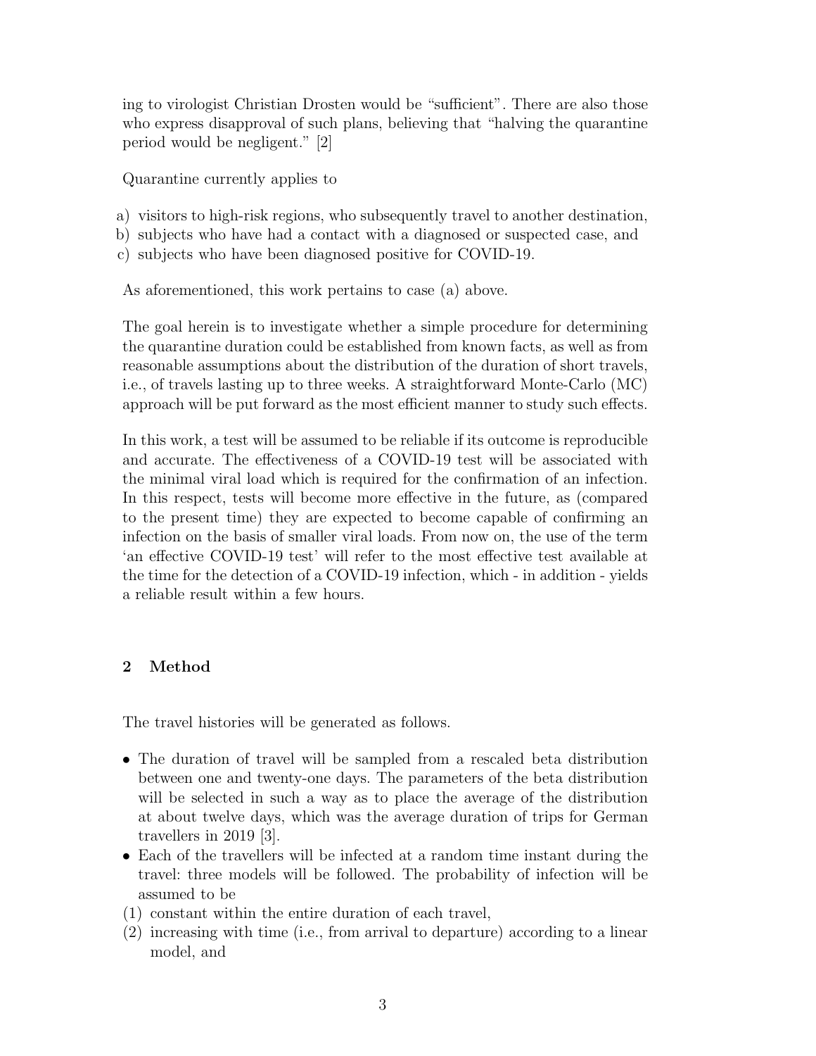ing to virologist Christian Drosten would be “sufficient”. There are also those who express disapproval of such plans, believing that “halving the quarantine period would be negligent.” [2]

Quarantine currently applies to

a) visitors to high-risk regions, who subsequently travel to another destination,
b) subjects who have had a contact with a diagnosed or suspected case, and
c) subjects who have been diagnosed positive for COVID-19.

As aforementioned, this work pertains to case (a) above.

The goal herein is to investigate whether a simple procedure for determining the quarantine duration could be established from known facts, as well as from reasonable assumptions about the distribution of the duration of short travels, i.e., of travels lasting up to three weeks. A straightforward Monte-Carlo (MC) approach will be put forward as the most efficient manner to study such effects.

In this work, a test will be assumed to be reliable if its outcome is reproducible and accurate. The effectiveness of a COVID-19 test will be associated with the minimal viral load which is required for the confirmation of an infection. In this respect, tests will become more effective in the future, as (compared to the present time) they are expected to become capable of confirming an infection on the basis of smaller viral loads. From now on, the use of the term ‘an effective COVID-19 test’ will refer to the most effective test available at the time for the detection of a COVID-19 infection, which - in addition - yields a reliable result within a few hours.

## 2 Method

The travel histories will be generated as follows.

- The duration of travel will be sampled from a rescaled beta distribution between one and twenty-one days. The parameters of the beta distribution will be selected in such a way as to place the average of the distribution at about twelve days, which was the average duration of trips for German travellers in 2019 [3].
- Each of the travellers will be infected at a random time instant during the travel: three models will be followed. The probability of infection will be assumed to be

(1) constant within the entire duration of each travel,
(2) increasing with time (i.e., from arrival to departure) according to a linear model, and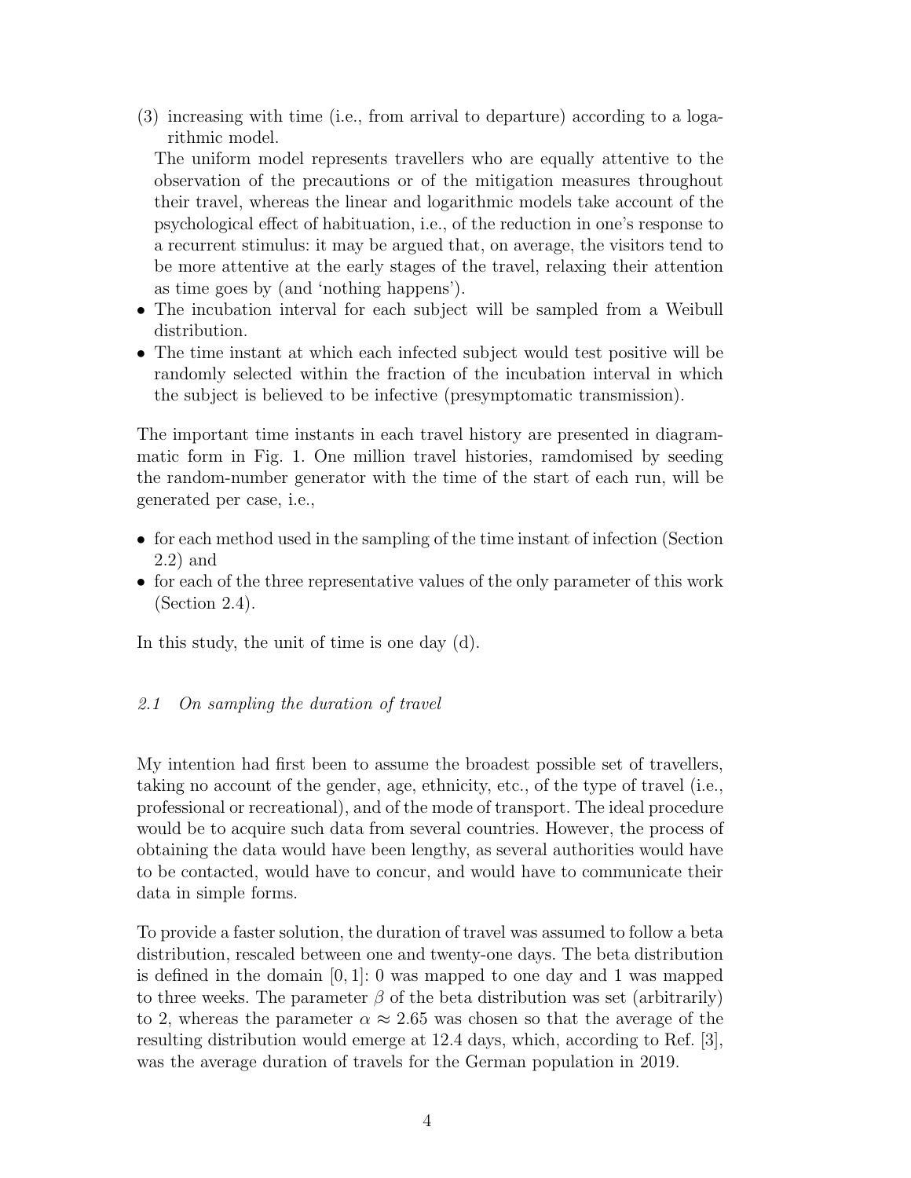(3) increasing with time (i.e., from arrival to departure) according to a logarithmic model.

The uniform model represents travellers who are equally attentive to the observation of the precautions or of the mitigation measures throughout their travel, whereas the linear and logarithmic models take account of the psychological effect of habituation, i.e., of the reduction in one's response to a recurrent stimulus: it may be argued that, on average, the visitors tend to be more attentive at the early stages of the travel, relaxing their attention as time goes by (and 'nothing happens').

- The incubation interval for each subject will be sampled from a Weibull distribution.
- The time instant at which each infected subject would test positive will be randomly selected within the fraction of the incubation interval in which the subject is believed to be infective (presymptomatic transmission).

The important time instants in each travel history are presented in diagrammatic form in Fig. 1. One million travel histories, ramdomised by seeding the random-number generator with the time of the start of each run, will be generated per case, i.e.,

- for each method used in the sampling of the time instant of infection (Section 2.2) and
- for each of the three representative values of the only parameter of this work (Section 2.4).

In this study, the unit of time is one day (d).

### *2.1 On sampling the duration of travel*

My intention had first been to assume the broadest possible set of travellers, taking no account of the gender, age, ethnicity, etc., of the type of travel (i.e., professional or recreational), and of the mode of transport. The ideal procedure would be to acquire such data from several countries. However, the process of obtaining the data would have been lengthy, as several authorities would have to be contacted, would have to concur, and would have to communicate their data in simple forms.

To provide a faster solution, the duration of travel was assumed to follow a beta distribution, rescaled between one and twenty-one days. The beta distribution is defined in the domain $[0, 1]$: 0 was mapped to one day and 1 was mapped to three weeks. The parameter $\beta$ of the beta distribution was set (arbitrarily) to 2, whereas the parameter $\alpha \approx 2.65$ was chosen so that the average of the resulting distribution would emerge at 12.4 days, which, according to Ref. [3], was the average duration of travels for the German population in 2019.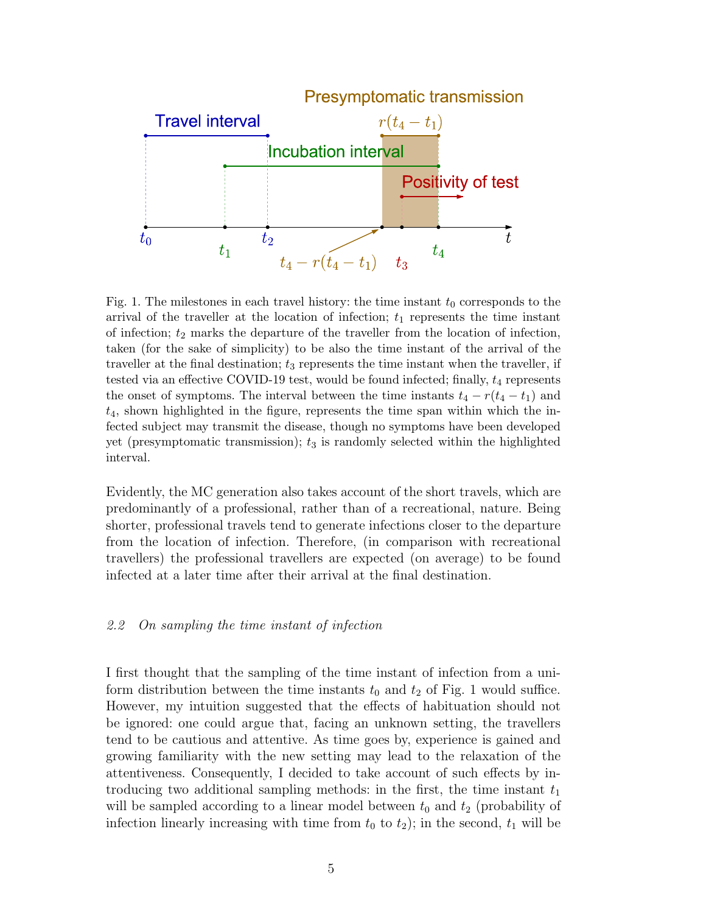Fig. 1. The milestones in each travel history: the time instant $t_0$ corresponds to the arrival of the traveller at the location of infection; $t_1$ represents the time instant of infection; $t_2$ marks the departure of the traveller from the location of infection, taken (for the sake of simplicity) to be also the time instant of the arrival of the traveller at the final destination; $t_3$ represents the time instant when the traveller, if tested via an effective COVID-19 test, would be found infected; finally, $t_4$ represents the onset of symptoms. The interval between the time instants $t_4 - r(t_4 - t_1)$ and $t_4$, shown highlighted in the figure, represents the time span within which the infected subject may transmit the disease, though no symptoms have been developed yet (presymptomatic transmission); $t_3$ is randomly selected within the highlighted interval.

Evidently, the MC generation also takes account of the short travels, which are predominantly of a professional, rather than of a recreational, nature. Being shorter, professional travels tend to generate infections closer to the departure from the location of infection. Therefore, (in comparison with recreational travellers) the professional travellers are expected (on average) to be found infected at a later time after their arrival at the final destination.

### *2.2 On sampling the time instant of infection*

I first thought that the sampling of the time instant of infection from a uniform distribution between the time instants $t_0$ and $t_2$ of Fig. 1 would suffice. However, my intuition suggested that the effects of habituation should not be ignored: one could argue that, facing an unknown setting, the travellers tend to be cautious and attentive. As time goes by, experience is gained and growing familiarity with the new setting may lead to the relaxation of the attentiveness. Consequently, I decided to take account of such effects by introducing two additional sampling methods: in the first, the time instant $t_1$ will be sampled according to a linear model between $t_0$ and $t_2$ (probability of infection linearly increasing with time from $t_0$ to $t_2$); in the second, $t_1$ will be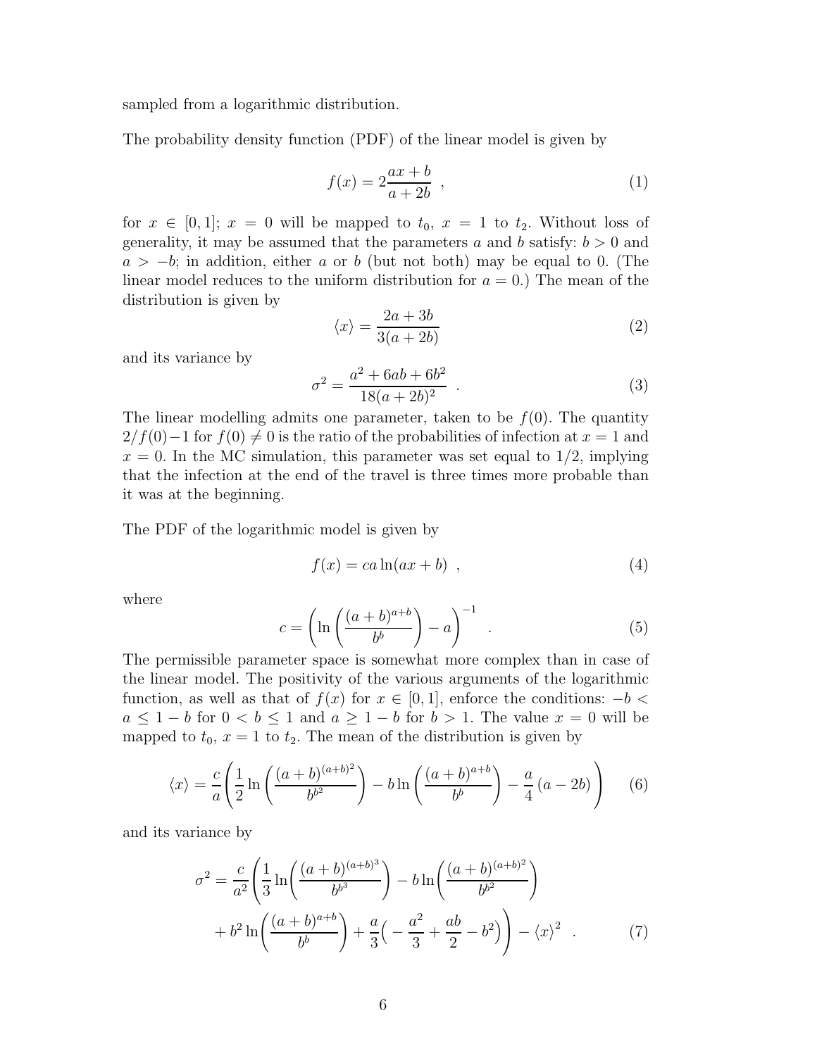sampled from a logarithmic distribution.

The probability density function (PDF) of the linear model is given by

$$f(x) = 2\frac{ax+b}{a+2b} \ , \tag{1}$$

for $x \in [0,1]$; $x = 0$ will be mapped to $t_0$, $x = 1$ to $t_2$. Without loss of generality, it may be assumed that the parameters $a$ and $b$ satisfy: $b > 0$ and $a > -b$; in addition, either $a$ or $b$ (but not both) may be equal to 0. (The linear model reduces to the uniform distribution for $a = 0$.) The mean of the distribution is given by

$$\langle x \rangle = \frac{2a+3b}{3(a+2b)} \tag{2}$$

and its variance by

$$\sigma^2 = \frac{a^2+6ab+6b^2}{18(a+2b)^2} \ . \tag{3}$$

The linear modelling admits one parameter, taken to be $f(0)$. The quantity $2/f(0)-1$ for $f(0) \neq 0$ is the ratio of the probabilities of infection at $x = 1$ and $x = 0$. In the MC simulation, this parameter was set equal to $1/2$, implying that the infection at the end of the travel is three times more probable than it was at the beginning.

The PDF of the logarithmic model is given by

$$f(x) = ca \ln(ax+b) \ , \tag{4}$$

where

$$c = \left( \ln \left( \frac{(a+b)^{a+b}}{b^b} \right) - a \right)^{-1} \ . \tag{5}$$

The permissible parameter space is somewhat more complex than in case of the linear model. The positivity of the various arguments of the logarithmic function, as well as that of $f(x)$ for $x \in [0,1]$, enforce the conditions: $-b < a \leq 1-b$ for $0 < b \leq 1$ and $a \geq 1-b$ for $b > 1$. The value $x = 0$ will be mapped to $t_0$, $x = 1$ to $t_2$. The mean of the distribution is given by

$$\langle x \rangle = \frac{c}{a} \left( \frac{1}{2} \ln \left( \frac{(a+b)^{(a+b)^2}}{b^{b^2}} \right) - b \ln \left( \frac{(a+b)^{a+b}}{b^b} \right) - \frac{a}{4} (a-2b) \right) \tag{6}$$

and its variance by

$$\sigma^2 = \frac{c}{a^2} \Bigg( \frac{1}{3} \ln \Bigg( \frac{(a+b)^{(a+b)^3}}{b^{b^3}} \Bigg) - b \ln \Bigg( \frac{(a+b)^{(a+b)^2}}{b^{b^2}} \Bigg) + b^2 \ln \Bigg( \frac{(a+b)^{a+b}}{b^b} \Bigg) + \frac{a}{3} \Big( -\frac{a^2}{3} + \frac{ab}{2} - b^2 \Big) \Bigg) - \langle x \rangle^2 \ . \tag{7}$$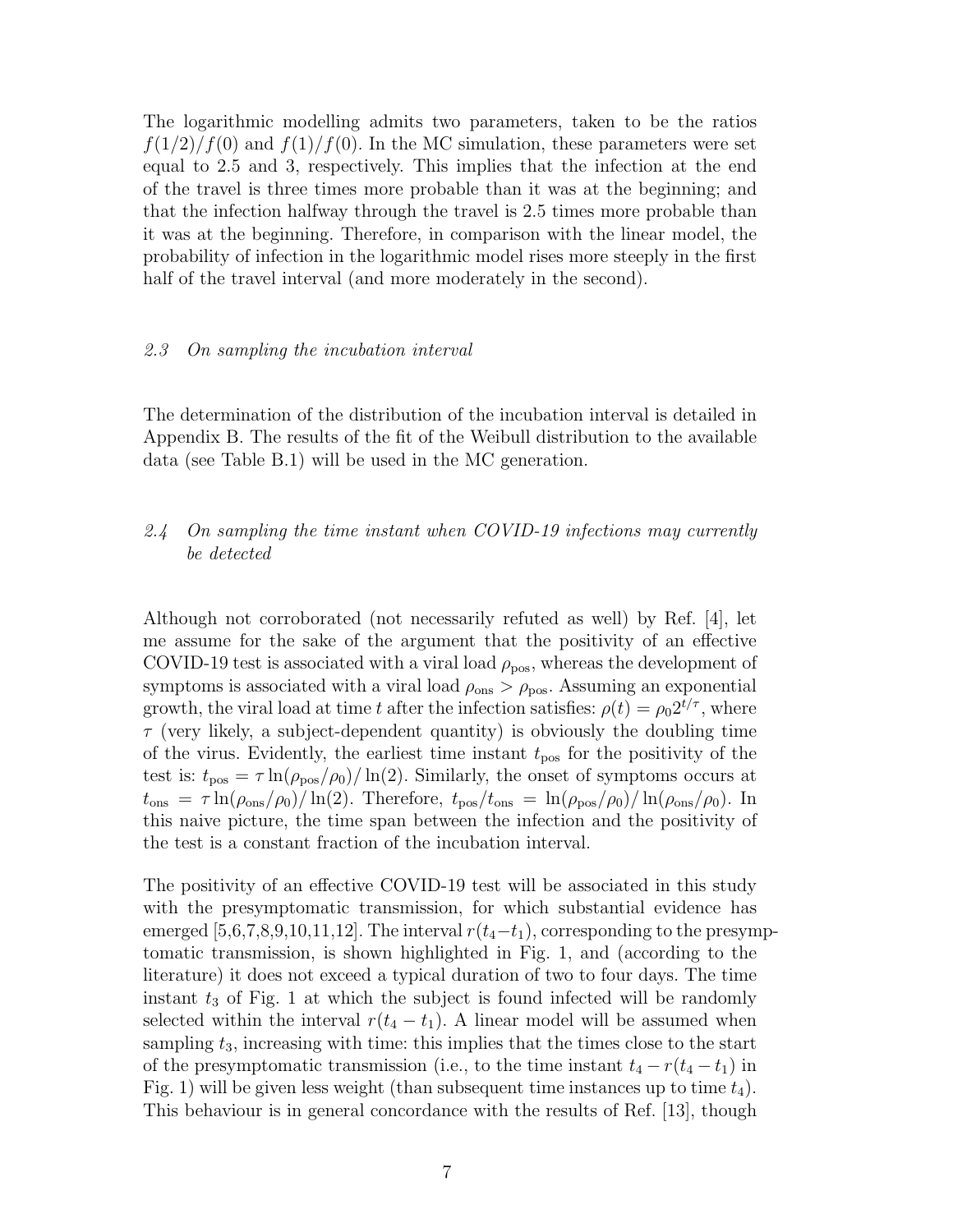The logarithmic modelling admits two parameters, taken to be the ratios $f(1/2)/f(0)$ and $f(1)/f(0)$. In the MC simulation, these parameters were set equal to 2.5 and 3, respectively. This implies that the infection at the end of the travel is three times more probable than it was at the beginning; and that the infection halfway through the travel is 2.5 times more probable than it was at the beginning. Therefore, in comparison with the linear model, the probability of infection in the logarithmic model rises more steeply in the first half of the travel interval (and more moderately in the second).

### 2.3 On sampling the incubation interval

The determination of the distribution of the incubation interval is detailed in Appendix B. The results of the fit of the Weibull distribution to the available data (see Table B.1) will be used in the MC generation.

### 2.4 On sampling the time instant when COVID-19 infections may currently be detected

Although not corroborated (not necessarily refuted as well) by Ref. [4], let me assume for the sake of the argument that the positivity of an effective COVID-19 test is associated with a viral load $\rho_{\text{pos}}$, whereas the development of symptoms is associated with a viral load $\rho_{\text{ons}} > \rho_{\text{pos}}$. Assuming an exponential growth, the viral load at time $t$ after the infection satisfies: $\rho(t) = \rho_0 2^{t/\tau}$, where $\tau$ (very likely, a subject-dependent quantity) is obviously the doubling time of the virus. Evidently, the earliest time instant $t_{\text{pos}}$ for the positivity of the test is: $t_{\text{pos}} = \tau \ln(\rho_{\text{pos}}/\rho_0)/\ln(2)$. Similarly, the onset of symptoms occurs at $t_{\text{ons}} = \tau \ln(\rho_{\text{ons}}/\rho_0)/\ln(2)$. Therefore, $t_{\text{pos}}/t_{\text{ons}} = \ln(\rho_{\text{pos}}/\rho_0)/\ln(\rho_{\text{ons}}/\rho_0)$. In this naive picture, the time span between the infection and the positivity of the test is a constant fraction of the incubation interval.

The positivity of an effective COVID-19 test will be associated in this study with the presymptomatic transmission, for which substantial evidence has emerged [5,6,7,8,9,10,11,12]. The interval $r(t_4 - t_1)$, corresponding to the presymptomatic transmission, is shown highlighted in Fig. 1, and (according to the literature) it does not exceed a typical duration of two to four days. The time instant $t_3$ of Fig. 1 at which the subject is found infected will be randomly selected within the interval $r(t_4 - t_1)$. A linear model will be assumed when sampling $t_3$, increasing with time: this implies that the times close to the start of the presymptomatic transmission (i.e., to the time instant $t_4 - r(t_4 - t_1)$ in Fig. 1) will be given less weight (than subsequent time instances up to time $t_4$). This behaviour is in general concordance with the results of Ref. [13], though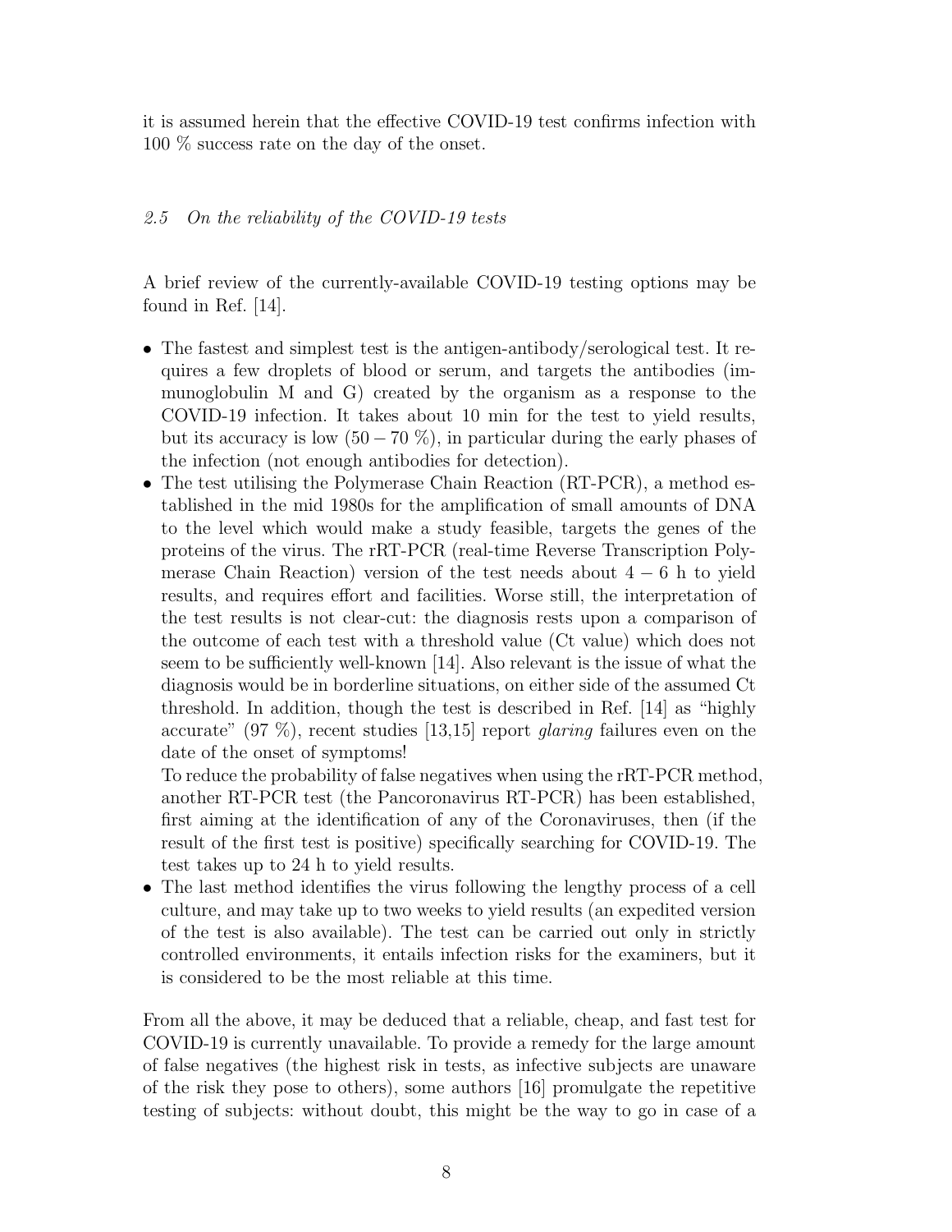it is assumed herein that the effective COVID-19 test confirms infection with 100 % success rate on the day of the onset.

### *2.5 On the reliability of the COVID-19 tests*

A brief review of the currently-available COVID-19 testing options may be found in Ref. [14].

- The fastest and simplest test is the antigen-antibody/serological test. It requires a few droplets of blood or serum, and targets the antibodies (immunoglobulin M and G) created by the organism as a response to the COVID-19 infection. It takes about 10 min for the test to yield results, but its accuracy is low ($50 - 70$ %), in particular during the early phases of the infection (not enough antibodies for detection).
- The test utilising the Polymerase Chain Reaction (RT-PCR), a method established in the mid 1980s for the amplification of small amounts of DNA to the level which would make a study feasible, targets the genes of the proteins of the virus. The rRT-PCR (real-time Reverse Transcription Polymerase Chain Reaction) version of the test needs about $4 - 6$ h to yield results, and requires effort and facilities. Worse still, the interpretation of the test results is not clear-cut: the diagnosis rests upon a comparison of the outcome of each test with a threshold value (Ct value) which does not seem to be sufficiently well-known [14]. Also relevant is the issue of what the diagnosis would be in borderline situations, on either side of the assumed Ct threshold. In addition, though the test is described in Ref. [14] as "highly accurate" (97 %), recent studies [13,15] report *glaring* failures even on the date of the onset of symptoms!
  To reduce the probability of false negatives when using the rRT-PCR method, another RT-PCR test (the Pancoronavirus RT-PCR) has been established, first aiming at the identification of any of the Coronaviruses, then (if the result of the first test is positive) specifically searching for COVID-19. The test takes up to 24 h to yield results.
- The last method identifies the virus following the lengthy process of a cell culture, and may take up to two weeks to yield results (an expedited version of the test is also available). The test can be carried out only in strictly controlled environments, it entails infection risks for the examiners, but it is considered to be the most reliable at this time.

From all the above, it may be deduced that a reliable, cheap, and fast test for COVID-19 is currently unavailable. To provide a remedy for the large amount of false negatives (the highest risk in tests, as infective subjects are unaware of the risk they pose to others), some authors [16] promulgate the repetitive testing of subjects: without doubt, this might be the way to go in case of a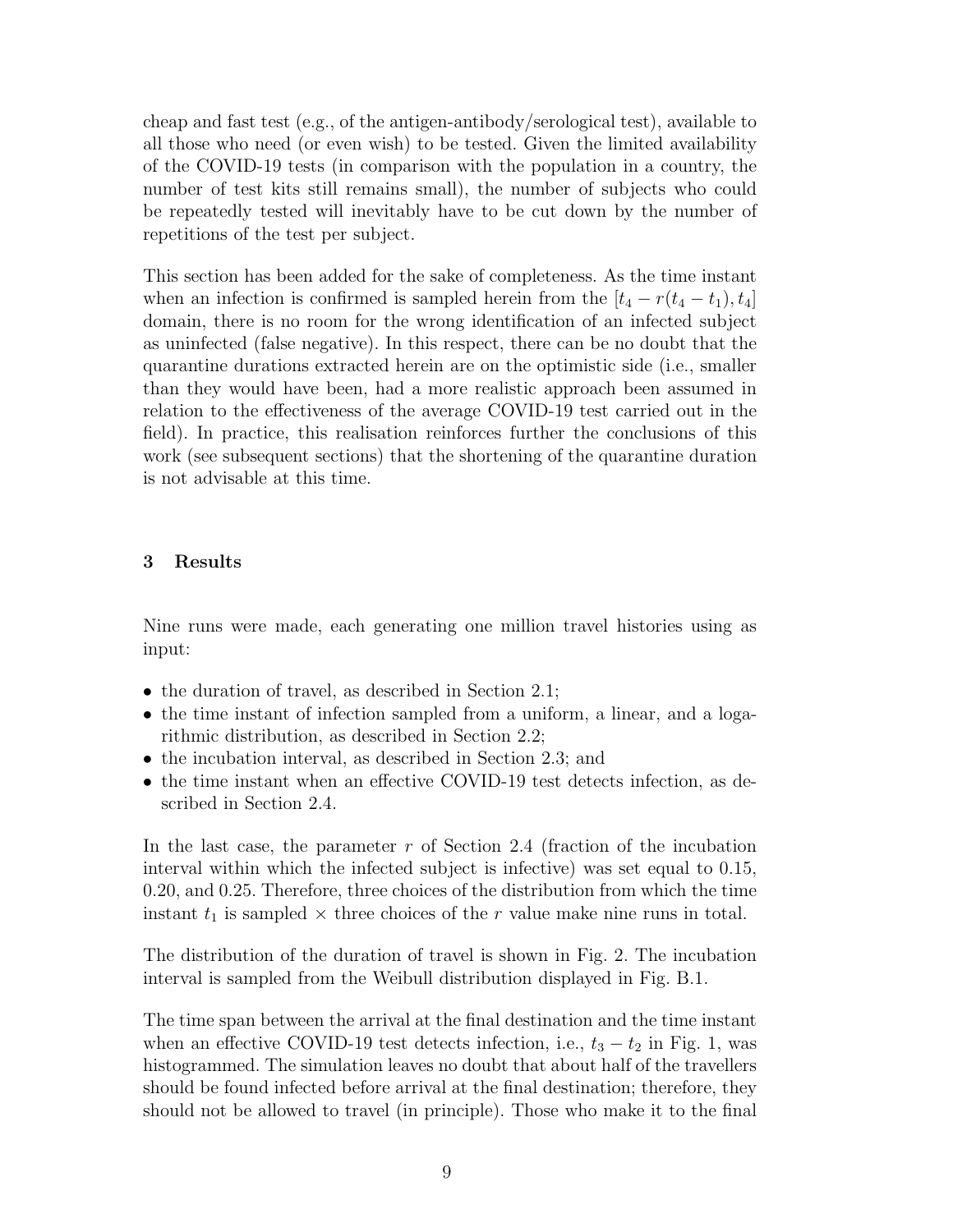cheap and fast test (e.g., of the antigen-antibody/serological test), available to all those who need (or even wish) to be tested. Given the limited availability of the COVID-19 tests (in comparison with the population in a country, the number of test kits still remains small), the number of subjects who could be repeatedly tested will inevitably have to be cut down by the number of repetitions of the test per subject.

This section has been added for the sake of completeness. As the time instant when an infection is confirmed is sampled herein from the $[t_4 - r(t_4 - t_1), t_4]$ domain, there is no room for the wrong identification of an infected subject as uninfected (false negative). In this respect, there can be no doubt that the quarantine durations extracted herein are on the optimistic side (i.e., smaller than they would have been, had a more realistic approach been assumed in relation to the effectiveness of the average COVID-19 test carried out in the field). In practice, this realisation reinforces further the conclusions of this work (see subsequent sections) that the shortening of the quarantine duration is not advisable at this time.

## 3 Results

Nine runs were made, each generating one million travel histories using as input:

- the duration of travel, as described in Section 2.1;
- the time instant of infection sampled from a uniform, a linear, and a logarithmic distribution, as described in Section 2.2;
- the incubation interval, as described in Section 2.3; and
- the time instant when an effective COVID-19 test detects infection, as described in Section 2.4.

In the last case, the parameter $r$ of Section 2.4 (fraction of the incubation interval within which the infected subject is infective) was set equal to 0.15, 0.20, and 0.25. Therefore, three choices of the distribution from which the time instant $t_1$ is sampled $\times$ three choices of the $r$ value make nine runs in total.

The distribution of the duration of travel is shown in Fig. 2. The incubation interval is sampled from the Weibull distribution displayed in Fig. B.1.

The time span between the arrival at the final destination and the time instant when an effective COVID-19 test detects infection, i.e., $t_3 - t_2$ in Fig. 1, was histogrammed. The simulation leaves no doubt that about half of the travellers should be found infected before arrival at the final destination; therefore, they should not be allowed to travel (in principle). Those who make it to the final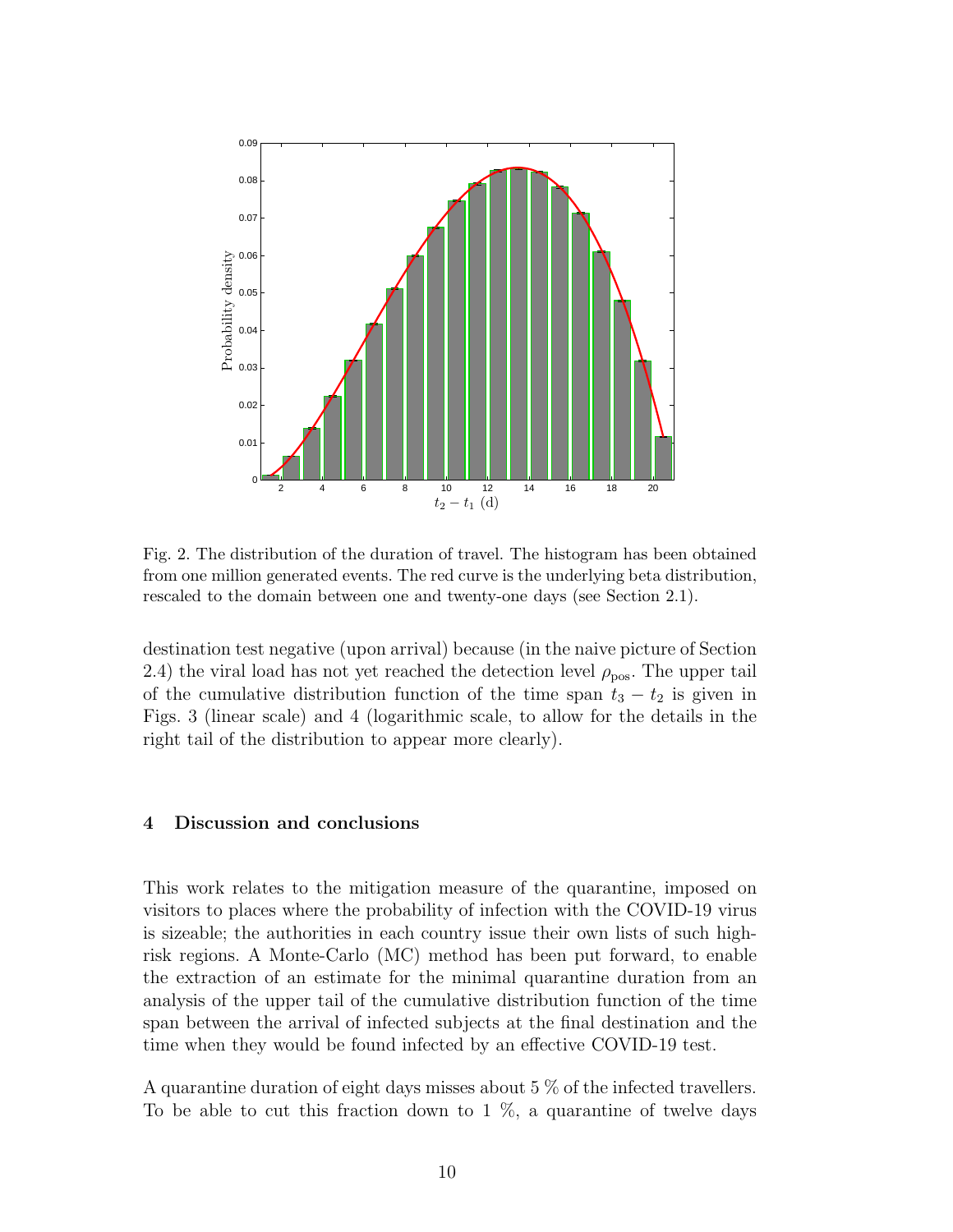Fig. 2. The distribution of the duration of travel. The histogram has been obtained from one million generated events. The red curve is the underlying beta distribution, rescaled to the domain between one and twenty-one days (see Section 2.1).

destination test negative (upon arrival) because (in the naive picture of Section 2.4) the viral load has not yet reached the detection level $\rho_{\rm pos}$. The upper tail of the cumulative distribution function of the time span $t_3 - t_2$ is given in Figs. 3 (linear scale) and 4 (logarithmic scale, to allow for the details in the right tail of the distribution to appear more clearly).

## 4 Discussion and conclusions

This work relates to the mitigation measure of the quarantine, imposed on visitors to places where the probability of infection with the COVID-19 virus is sizeable; the authorities in each country issue their own lists of such high-risk regions. A Monte-Carlo (MC) method has been put forward, to enable the extraction of an estimate for the minimal quarantine duration from an analysis of the upper tail of the cumulative distribution function of the time span between the arrival of infected subjects at the final destination and the time when they would be found infected by an effective COVID-19 test.

A quarantine duration of eight days misses about 5 % of the infected travellers. To be able to cut this fraction down to 1 %, a quarantine of twelve days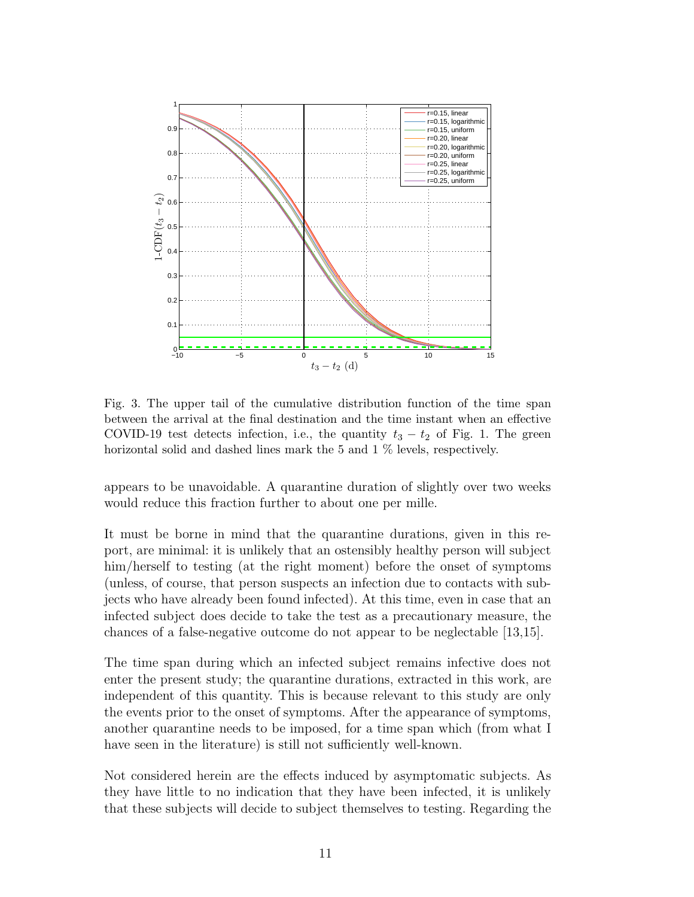Fig. 3. The upper tail of the cumulative distribution function of the time span between the arrival at the final destination and the time instant when an effective COVID-19 test detects infection, i.e., the quantity $t_3 - t_2$ of Fig. 1. The green horizontal solid and dashed lines mark the 5 and 1 % levels, respectively.

appears to be unavoidable. A quarantine duration of slightly over two weeks would reduce this fraction further to about one per mille.

It must be borne in mind that the quarantine durations, given in this report, are minimal: it is unlikely that an ostensibly healthy person will subject him/herself to testing (at the right moment) before the onset of symptoms (unless, of course, that person suspects an infection due to contacts with subjects who have already been found infected). At this time, even in case that an infected subject does decide to take the test as a precautionary measure, the chances of a false-negative outcome do not appear to be neglectable [13,15].

The time span during which an infected subject remains infective does not enter the present study; the quarantine durations, extracted in this work, are independent of this quantity. This is because relevant to this study are only the events prior to the onset of symptoms. After the appearance of symptoms, another quarantine needs to be imposed, for a time span which (from what I have seen in the literature) is still not sufficiently well-known.

Not considered herein are the effects induced by asymptomatic subjects. As they have little to no indication that they have been infected, it is unlikely that these subjects will decide to subject themselves to testing. Regarding the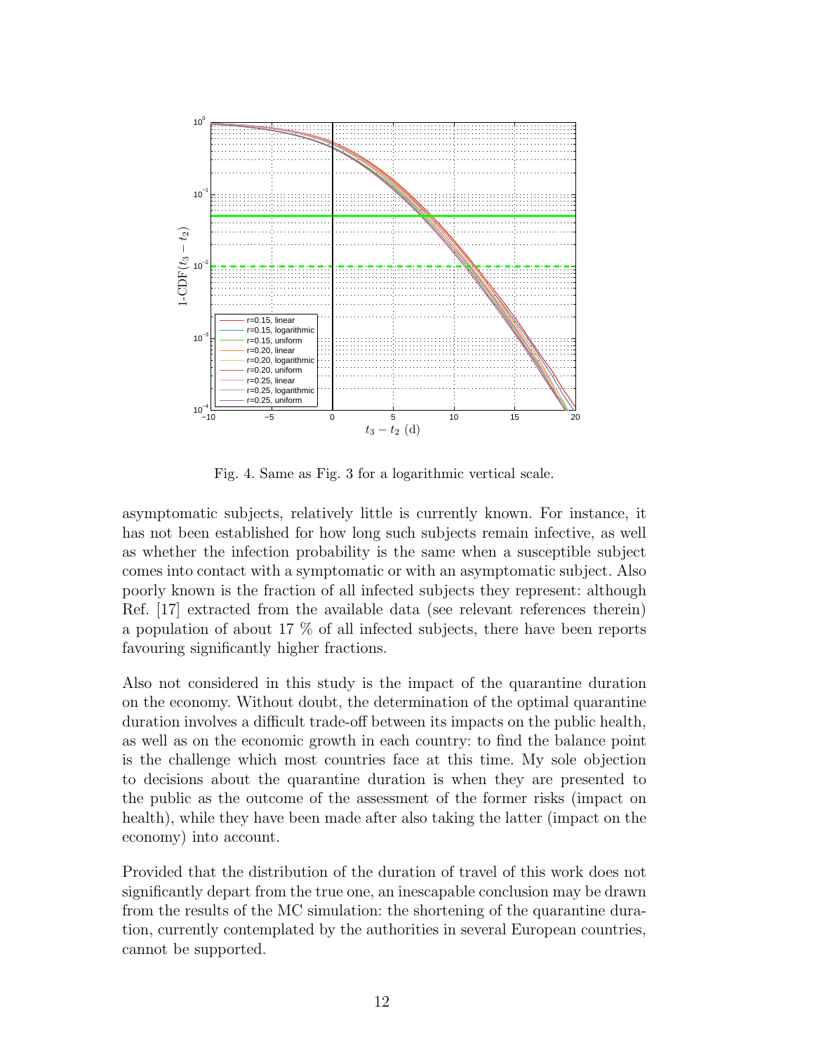Fig. 4. Same as Fig. 3 for a logarithmic vertical scale.

asymptomatic subjects, relatively little is currently known. For instance, it has not been established for how long such subjects remain infective, as well as whether the infection probability is the same when a susceptible subject comes into contact with a symptomatic or with an asymptomatic subject. Also poorly known is the fraction of all infected subjects they represent: although Ref. [17] extracted from the available data (see relevant references therein) a population of about 17 % of all infected subjects, there have been reports favouring significantly higher fractions.

Also not considered in this study is the impact of the quarantine duration on the economy. Without doubt, the determination of the optimal quarantine duration involves a difficult trade-off between its impacts on the public health, as well as on the economic growth in each country: to find the balance point is the challenge which most countries face at this time. My sole objection to decisions about the quarantine duration is when they are presented to the public as the outcome of the assessment of the former risks (impact on health), while they have been made after also taking the latter (impact on the economy) into account.

Provided that the distribution of the duration of travel of this work does not significantly depart from the true one, an inescapable conclusion may be drawn from the results of the MC simulation: the shortening of the quarantine duration, currently contemplated by the authorities in several European countries, cannot be supported.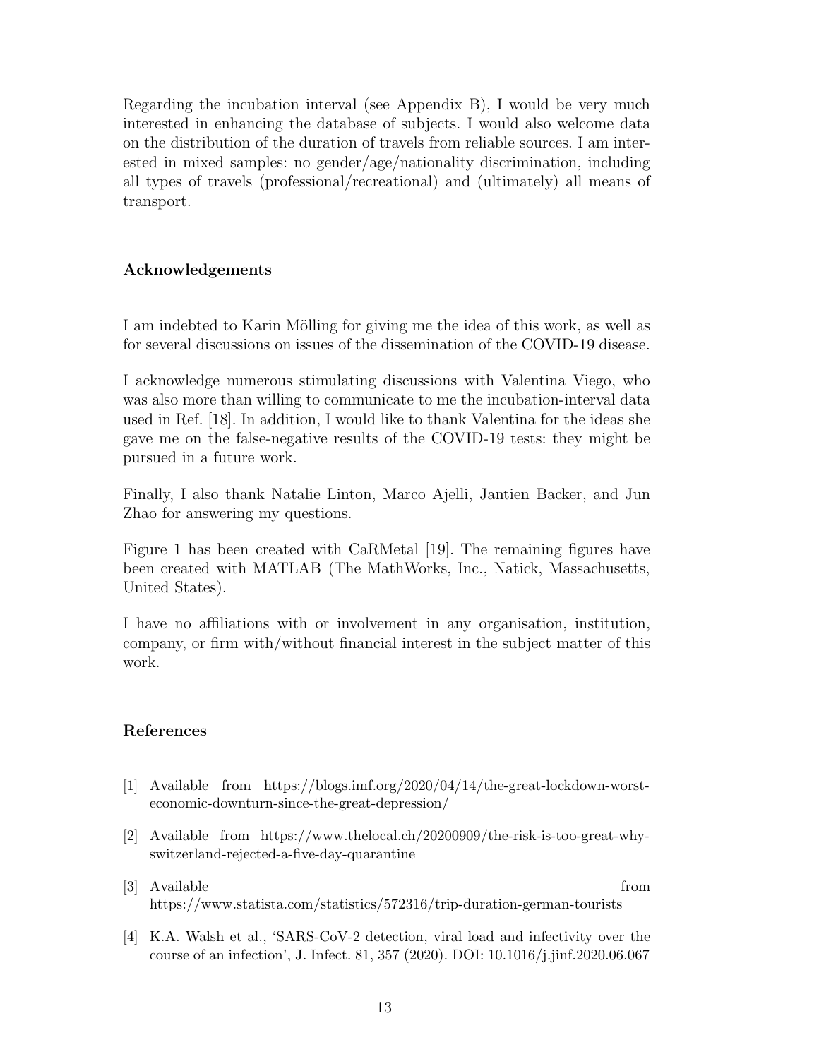Regarding the incubation interval (see Appendix B), I would be very much interested in enhancing the database of subjects. I would also welcome data on the distribution of the duration of travels from reliable sources. I am interested in mixed samples: no gender/age/nationality discrimination, including all types of travels (professional/recreational) and (ultimately) all means of transport.

## Acknowledgements

I am indebted to Karin Mölling for giving me the idea of this work, as well as for several discussions on issues of the dissemination of the COVID-19 disease.

I acknowledge numerous stimulating discussions with Valentina Viego, who was also more than willing to communicate to me the incubation-interval data used in Ref. [18]. In addition, I would like to thank Valentina for the ideas she gave me on the false-negative results of the COVID-19 tests: they might be pursued in a future work.

Finally, I also thank Natalie Linton, Marco Ajelli, Jantien Backer, and Jun Zhao for answering my questions.

Figure 1 has been created with CaRMetal [19]. The remaining figures have been created with MATLAB (The MathWorks, Inc., Natick, Massachusetts, United States).

I have no affiliations with or involvement in any organisation, institution, company, or firm with/without financial interest in the subject matter of this work.

## References

[1] Available from https://blogs.imf.org/2020/04/14/the-great-lockdown-worst-economic-downturn-since-the-great-depression/

[2] Available from https://www.thelocal.ch/20200909/the-risk-is-too-great-why-switzerland-rejected-a-five-day-quarantine

[3] Available from https://www.statista.com/statistics/572316/trip-duration-german-tourists

[4] K.A. Walsh et al., 'SARS-CoV-2 detection, viral load and infectivity over the course of an infection', J. Infect. 81, 357 (2020). DOI: 10.1016/j.jinf.2020.06.067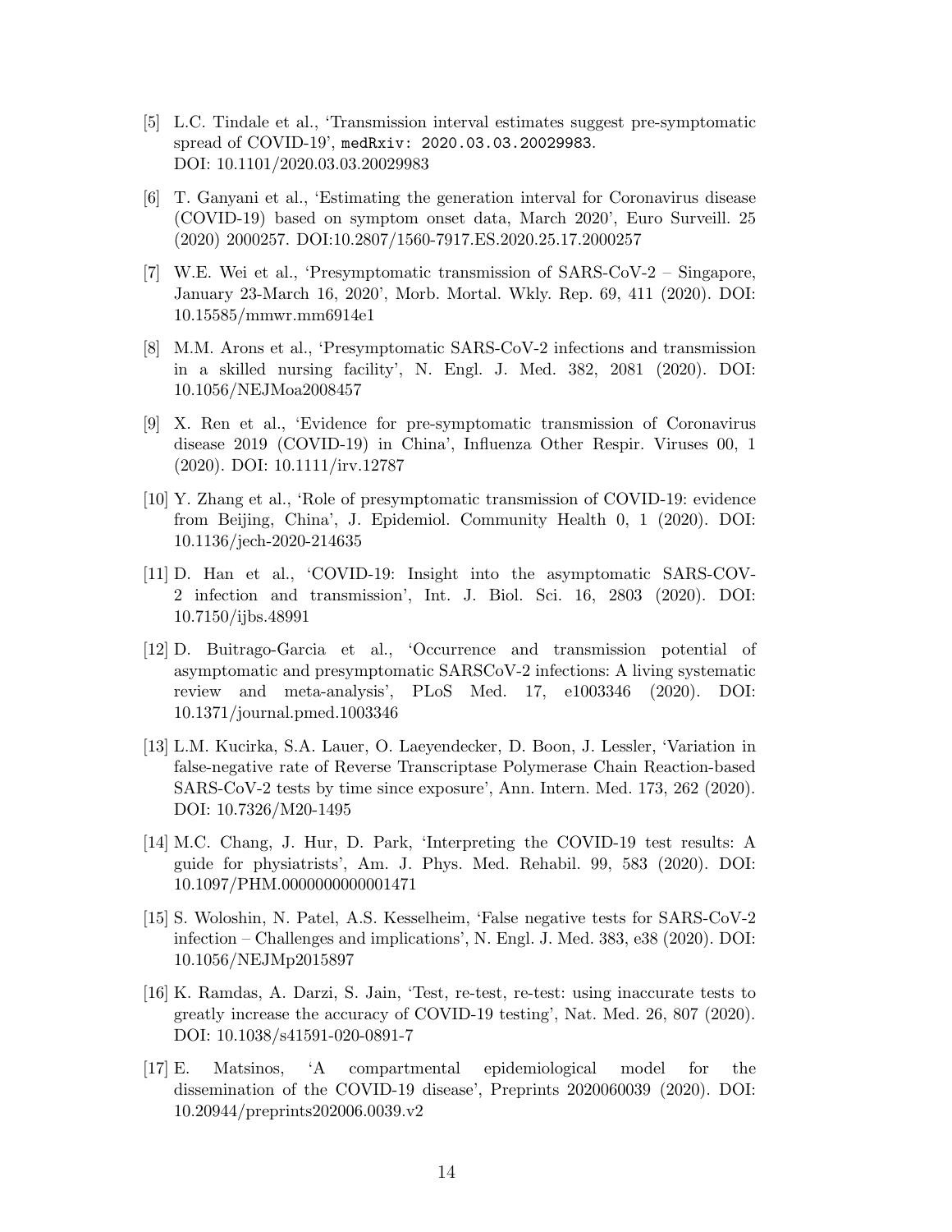[5] L.C. Tindale et al., 'Transmission interval estimates suggest pre-symptomatic spread of COVID-19', `medRxiv: 2020.03.03.20029983`. DOI: 10.1101/2020.03.03.20029983

[6] T. Ganyani et al., 'Estimating the generation interval for Coronavirus disease (COVID-19) based on symptom onset data, March 2020', Euro Surveill. 25 (2020) 2000257. DOI:10.2807/1560-7917.ES.2020.25.17.2000257

[7] W.E. Wei et al., 'Presymptomatic transmission of SARS-CoV-2 – Singapore, January 23-March 16, 2020', Morb. Mortal. Wkly. Rep. 69, 411 (2020). DOI: 10.15585/mmwr.mm6914e1

[8] M.M. Arons et al., 'Presymptomatic SARS-CoV-2 infections and transmission in a skilled nursing facility', N. Engl. J. Med. 382, 2081 (2020). DOI: 10.1056/NEJMoa2008457

[9] X. Ren et al., 'Evidence for pre-symptomatic transmission of Coronavirus disease 2019 (COVID-19) in China', Influenza Other Respir. Viruses 00, 1 (2020). DOI: 10.1111/irv.12787

[10] Y. Zhang et al., 'Role of presymptomatic transmission of COVID-19: evidence from Beijing, China', J. Epidemiol. Community Health 0, 1 (2020). DOI: 10.1136/jech-2020-214635

[11] D. Han et al., 'COVID-19: Insight into the asymptomatic SARS-COV-2 infection and transmission', Int. J. Biol. Sci. 16, 2803 (2020). DOI: 10.7150/ijbs.48991

[12] D. Buitrago-Garcia et al., 'Occurrence and transmission potential of asymptomatic and presymptomatic SARSCoV-2 infections: A living systematic review and meta-analysis', PLoS Med. 17, e1003346 (2020). DOI: 10.1371/journal.pmed.1003346

[13] L.M. Kucirka, S.A. Lauer, O. Laeyendecker, D. Boon, J. Lessler, 'Variation in false-negative rate of Reverse Transcriptase Polymerase Chain Reaction-based SARS-CoV-2 tests by time since exposure', Ann. Intern. Med. 173, 262 (2020). DOI: 10.7326/M20-1495

[14] M.C. Chang, J. Hur, D. Park, 'Interpreting the COVID-19 test results: A guide for physiatrists', Am. J. Phys. Med. Rehabil. 99, 583 (2020). DOI: 10.1097/PHM.0000000000001471

[15] S. Woloshin, N. Patel, A.S. Kesselheim, 'False negative tests for SARS-CoV-2 infection – Challenges and implications', N. Engl. J. Med. 383, e38 (2020). DOI: 10.1056/NEJMp2015897

[16] K. Ramdas, A. Darzi, S. Jain, 'Test, re-test, re-test: using inaccurate tests to greatly increase the accuracy of COVID-19 testing', Nat. Med. 26, 807 (2020). DOI: 10.1038/s41591-020-0891-7

[17] E. Matsinos, 'A compartmental epidemiological model for the dissemination of the COVID-19 disease', Preprints 2020060039 (2020). DOI: 10.20944/preprints202006.0039.v2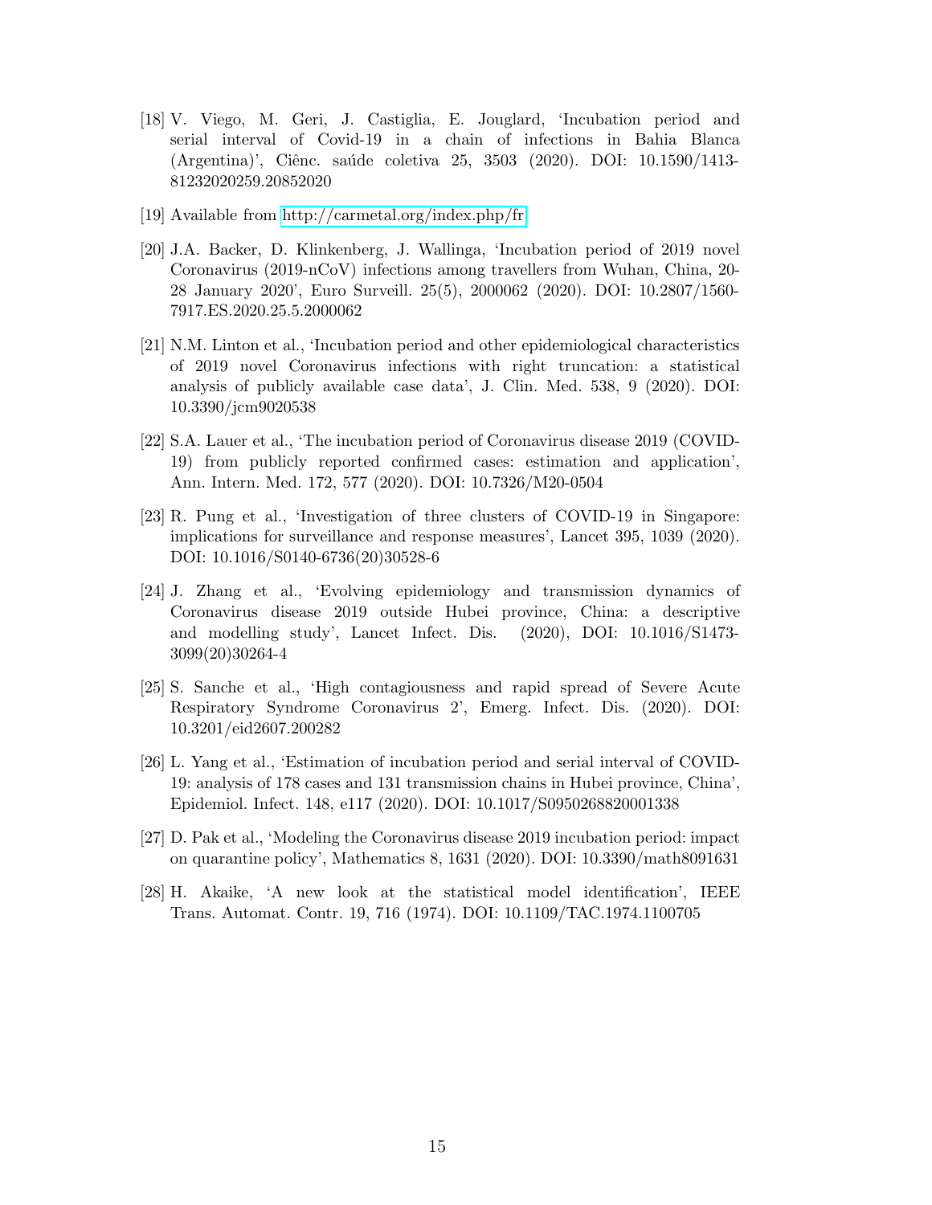[18] V. Viego, M. Geri, J. Castiglia, E. Jouglard, 'Incubation period and serial interval of Covid-19 in a chain of infections in Bahia Blanca (Argentina)', Ciênc. saúde coletiva 25, 3503 (2020). DOI: 10.1590/1413-81232020259.20852020

[19] Available from http://carmetal.org/index.php/fr

[20] J.A. Backer, D. Klinkenberg, J. Wallinga, 'Incubation period of 2019 novel Coronavirus (2019-nCoV) infections among travellers from Wuhan, China, 20-28 January 2020', Euro Surveill. 25(5), 2000062 (2020). DOI: 10.2807/1560-7917.ES.2020.25.5.2000062

[21] N.M. Linton et al., 'Incubation period and other epidemiological characteristics of 2019 novel Coronavirus infections with right truncation: a statistical analysis of publicly available case data', J. Clin. Med. 538, 9 (2020). DOI: 10.3390/jcm9020538

[22] S.A. Lauer et al., 'The incubation period of Coronavirus disease 2019 (COVID-19) from publicly reported confirmed cases: estimation and application', Ann. Intern. Med. 172, 577 (2020). DOI: 10.7326/M20-0504

[23] R. Pung et al., 'Investigation of three clusters of COVID-19 in Singapore: implications for surveillance and response measures', Lancet 395, 1039 (2020). DOI: 10.1016/S0140-6736(20)30528-6

[24] J. Zhang et al., 'Evolving epidemiology and transmission dynamics of Coronavirus disease 2019 outside Hubei province, China: a descriptive and modelling study', Lancet Infect. Dis. (2020), DOI: 10.1016/S1473-3099(20)30264-4

[25] S. Sanche et al., 'High contagiousness and rapid spread of Severe Acute Respiratory Syndrome Coronavirus 2', Emerg. Infect. Dis. (2020). DOI: 10.3201/eid2607.200282

[26] L. Yang et al., 'Estimation of incubation period and serial interval of COVID-19: analysis of 178 cases and 131 transmission chains in Hubei province, China', Epidemiol. Infect. 148, e117 (2020). DOI: 10.1017/S0950268820001338

[27] D. Pak et al., 'Modeling the Coronavirus disease 2019 incubation period: impact on quarantine policy', Mathematics 8, 1631 (2020). DOI: 10.3390/math8091631

[28] H. Akaike, 'A new look at the statistical model identification', IEEE Trans. Automat. Contr. 19, 716 (1974). DOI: 10.1109/TAC.1974.1100705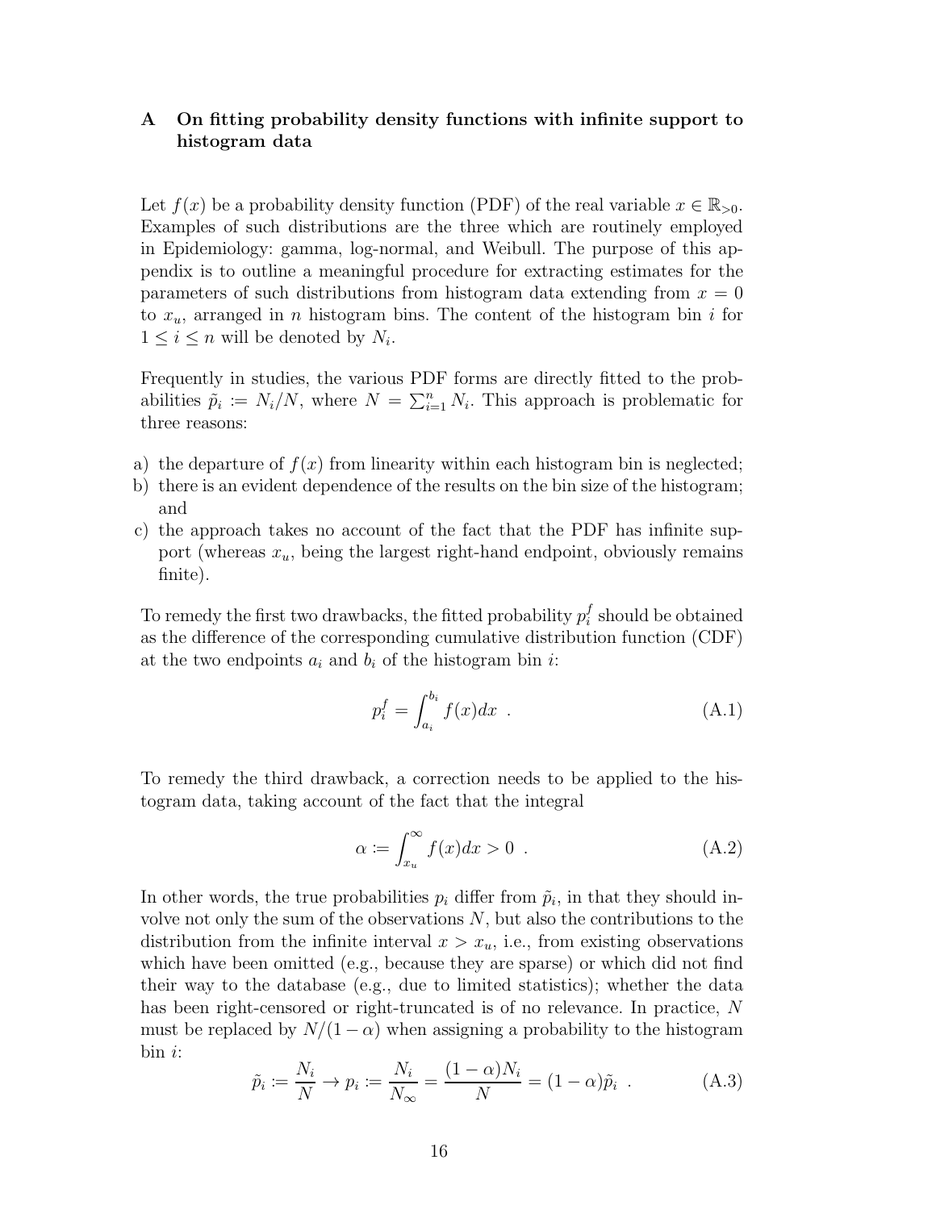## A On fitting probability density functions with infinite support to histogram data

Let $f(x)$ be a probability density function (PDF) of the real variable $x \in \mathbb{R}_{>0}$. Examples of such distributions are the three which are routinely employed in Epidemiology: gamma, log-normal, and Weibull. The purpose of this appendix is to outline a meaningful procedure for extracting estimates for the parameters of such distributions from histogram data extending from $x = 0$ to $x_u$, arranged in $n$ histogram bins. The content of the histogram bin $i$ for $1 \leq i \leq n$ will be denoted by $N_i$.

Frequently in studies, the various PDF forms are directly fitted to the probabilities $\tilde{p}_i := N_i/N$, where $N = \sum_{i=1}^{n} N_i$. This approach is problematic for three reasons:

a) the departure of $f(x)$ from linearity within each histogram bin is neglected;
b) there is an evident dependence of the results on the bin size of the histogram; and
c) the approach takes no account of the fact that the PDF has infinite support (whereas $x_u$, being the largest right-hand endpoint, obviously remains finite).

To remedy the first two drawbacks, the fitted probability $p_i^f$ should be obtained as the difference of the corresponding cumulative distribution function (CDF) at the two endpoints $a_i$ and $b_i$ of the histogram bin $i$:

$$p_i^f = \int_{a_i}^{b_i} f(x)dx \ . \tag{A.1}$$

To remedy the third drawback, a correction needs to be applied to the histogram data, taking account of the fact that the integral

$$\alpha := \int_{x_u}^{\infty} f(x)dx > 0 \ . \tag{A.2}$$

In other words, the true probabilities $p_i$ differ from $\tilde{p}_i$, in that they should involve not only the sum of the observations $N$, but also the contributions to the distribution from the infinite interval $x > x_u$, i.e., from existing observations which have been omitted (e.g., because they are sparse) or which did not find their way to the database (e.g., due to limited statistics); whether the data has been right-censored or right-truncated is of no relevance. In practice, $N$ must be replaced by $N/(1-\alpha)$ when assigning a probability to the histogram bin $i$:

$$\tilde{p}_i := \frac{N_i}{N} \to p_i := \frac{N_i}{N_\infty} = \frac{(1-\alpha)N_i}{N} = (1-\alpha)\tilde{p}_i \ . \tag{A.3}$$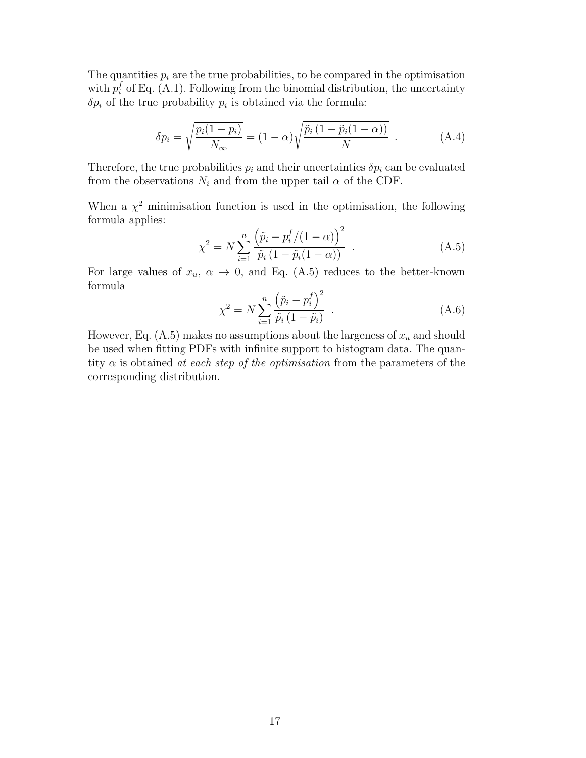The quantities $p_i$ are the true probabilities, to be compared in the optimisation with $p_i^f$ of Eq. (A.1). Following from the binomial distribution, the uncertainty $\delta p_i$ of the true probability $p_i$ is obtained via the formula:

$$\delta p_i = \sqrt{\frac{p_i(1-p_i)}{N_\infty}} = (1-\alpha)\sqrt{\frac{\tilde{p}_i\,(1-\tilde{p}_i(1-\alpha))}{N}} \quad . \tag{A.4}$$

Therefore, the true probabilities $p_i$ and their uncertainties $\delta p_i$ can be evaluated from the observations $N_i$ and from the upper tail $\alpha$ of the CDF.

When a $\chi^2$ minimisation function is used in the optimisation, the following formula applies:

$$\chi^2 = N \sum_{i=1}^{n} \frac{\left(\tilde{p}_i - p_i^f/(1-\alpha)\right)^2}{\tilde{p}_i\,(1-\tilde{p}_i(1-\alpha))} \quad . \tag{A.5}$$

For large values of $x_u$, $\alpha \to 0$, and Eq. (A.5) reduces to the better-known formula

$$\chi^2 = N \sum_{i=1}^{n} \frac{\left(\tilde{p}_i - p_i^f\right)^2}{\tilde{p}_i\,(1-\tilde{p}_i)} \quad . \tag{A.6}$$

However, Eq. (A.5) makes no assumptions about the largeness of $x_u$ and should be used when fitting PDFs with infinite support to histogram data. The quantity $\alpha$ is obtained *at each step of the optimisation* from the parameters of the corresponding distribution.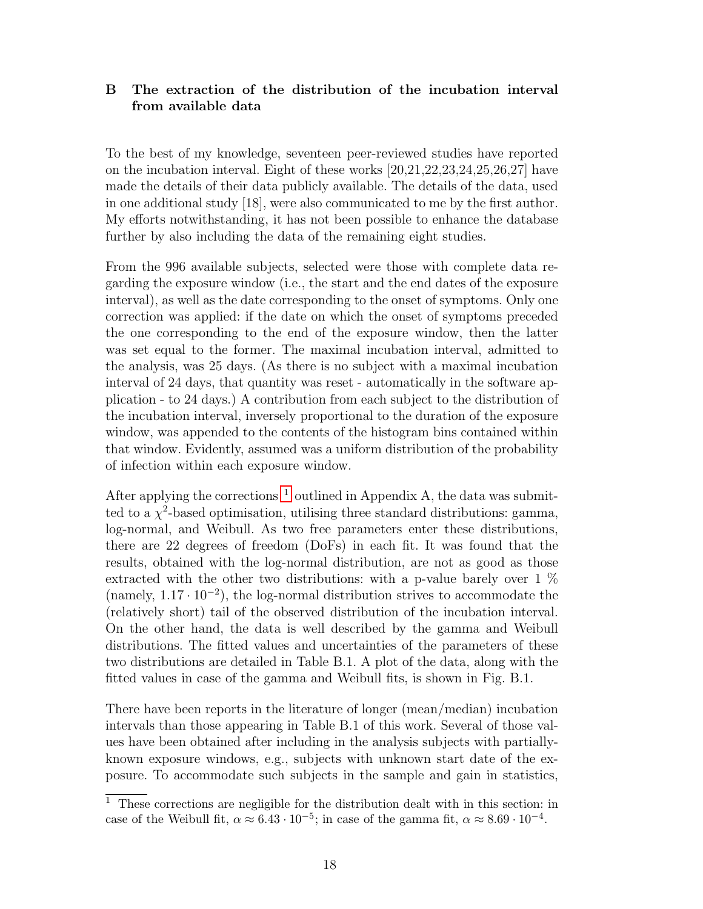## B The extraction of the distribution of the incubation interval from available data

To the best of my knowledge, seventeen peer-reviewed studies have reported on the incubation interval. Eight of these works [20,21,22,23,24,25,26,27] have made the details of their data publicly available. The details of the data, used in one additional study [18], were also communicated to me by the first author. My efforts notwithstanding, it has not been possible to enhance the database further by also including the data of the remaining eight studies.

From the 996 available subjects, selected were those with complete data regarding the exposure window (i.e., the start and the end dates of the exposure interval), as well as the date corresponding to the onset of symptoms. Only one correction was applied: if the date on which the onset of symptoms preceded the one corresponding to the end of the exposure window, then the latter was set equal to the former. The maximal incubation interval, admitted to the analysis, was 25 days. (As there is no subject with a maximal incubation interval of 24 days, that quantity was reset - automatically in the software application - to 24 days.) A contribution from each subject to the distribution of the incubation interval, inversely proportional to the duration of the exposure window, was appended to the contents of the histogram bins contained within that window. Evidently, assumed was a uniform distribution of the probability of infection within each exposure window.

After applying the corrections [1] outlined in Appendix A, the data was submitted to a $\chi^2$-based optimisation, utilising three standard distributions: gamma, log-normal, and Weibull. As two free parameters enter these distributions, there are 22 degrees of freedom (DoFs) in each fit. It was found that the results, obtained with the log-normal distribution, are not as good as those extracted with the other two distributions: with a p-value barely over 1 % (namely, $1.17 \cdot 10^{-2}$), the log-normal distribution strives to accommodate the (relatively short) tail of the observed distribution of the incubation interval. On the other hand, the data is well described by the gamma and Weibull distributions. The fitted values and uncertainties of the parameters of these two distributions are detailed in Table B.1. A plot of the data, along with the fitted values in case of the gamma and Weibull fits, is shown in Fig. B.1.

There have been reports in the literature of longer (mean/median) incubation intervals than those appearing in Table B.1 of this work. Several of those values have been obtained after including in the analysis subjects with partially-known exposure windows, e.g., subjects with unknown start date of the exposure. To accommodate such subjects in the sample and gain in statistics,

[1] These corrections are negligible for the distribution dealt with in this section: in case of the Weibull fit, $\alpha \approx 6.43 \cdot 10^{-5}$; in case of the gamma fit, $\alpha \approx 8.69 \cdot 10^{-4}$.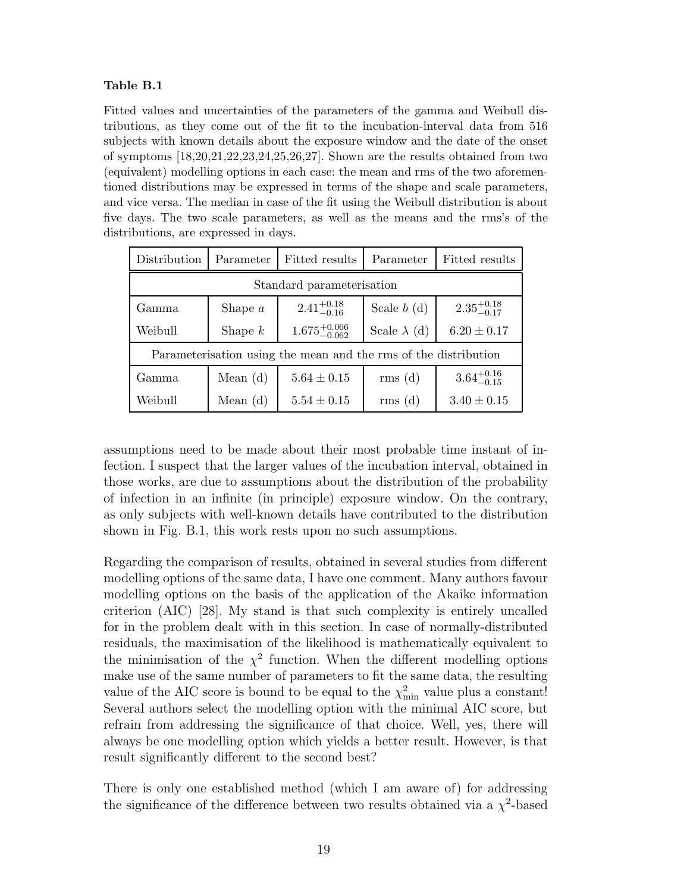**Table B.1**

Fitted values and uncertainties of the parameters of the gamma and Weibull distributions, as they come out of the fit to the incubation-interval data from 516 subjects with known details about the exposure window and the date of the onset of symptoms [18,20,21,22,23,24,25,26,27]. Shown are the results obtained from two (equivalent) modelling options in each case: the mean and rms of the two aforementioned distributions may be expressed in terms of the shape and scale parameters, and vice versa. The median in case of the fit using the Weibull distribution is about five days. The two scale parameters, as well as the means and the rms's of the distributions, are expressed in days.

| Distribution | Parameter | Fitted results | Parameter | Fitted results |
|---|---|---|---|---|
| Standard parameterisation | | | | |
| Gamma | Shape $a$ | $2.41^{+0.18}_{-0.16}$ | Scale $b$ (d) | $2.35^{+0.18}_{-0.17}$ |
| Weibull | Shape $k$ | $1.675^{+0.066}_{-0.062}$ | Scale $\lambda$ (d) | $6.20 \pm 0.17$ |
| Parameterisation using the mean and the rms of the distribution | | | | |
| Gamma | Mean (d) | $5.64 \pm 0.15$ | rms (d) | $3.64^{+0.16}_{-0.15}$ |
| Weibull | Mean (d) | $5.54 \pm 0.15$ | rms (d) | $3.40 \pm 0.15$ |

assumptions need to be made about their most probable time instant of infection. I suspect that the larger values of the incubation interval, obtained in those works, are due to assumptions about the distribution of the probability of infection in an infinite (in principle) exposure window. On the contrary, as only subjects with well-known details have contributed to the distribution shown in Fig. B.1, this work rests upon no such assumptions.

Regarding the comparison of results, obtained in several studies from different modelling options of the same data, I have one comment. Many authors favour modelling options on the basis of the application of the Akaike information criterion (AIC) [28]. My stand is that such complexity is entirely uncalled for in the problem dealt with in this section. In case of normally-distributed residuals, the maximisation of the likelihood is mathematically equivalent to the minimisation of the $\chi^2$ function. When the different modelling options make use of the same number of parameters to fit the same data, the resulting value of the AIC score is bound to be equal to the $\chi^2_{\rm min}$ value plus a constant! Several authors select the modelling option with the minimal AIC score, but refrain from addressing the significance of that choice. Well, yes, there will always be one modelling option which yields a better result. However, is that result significantly different to the second best?

There is only one established method (which I am aware of) for addressing the significance of the difference between two results obtained via a $\chi^2$-based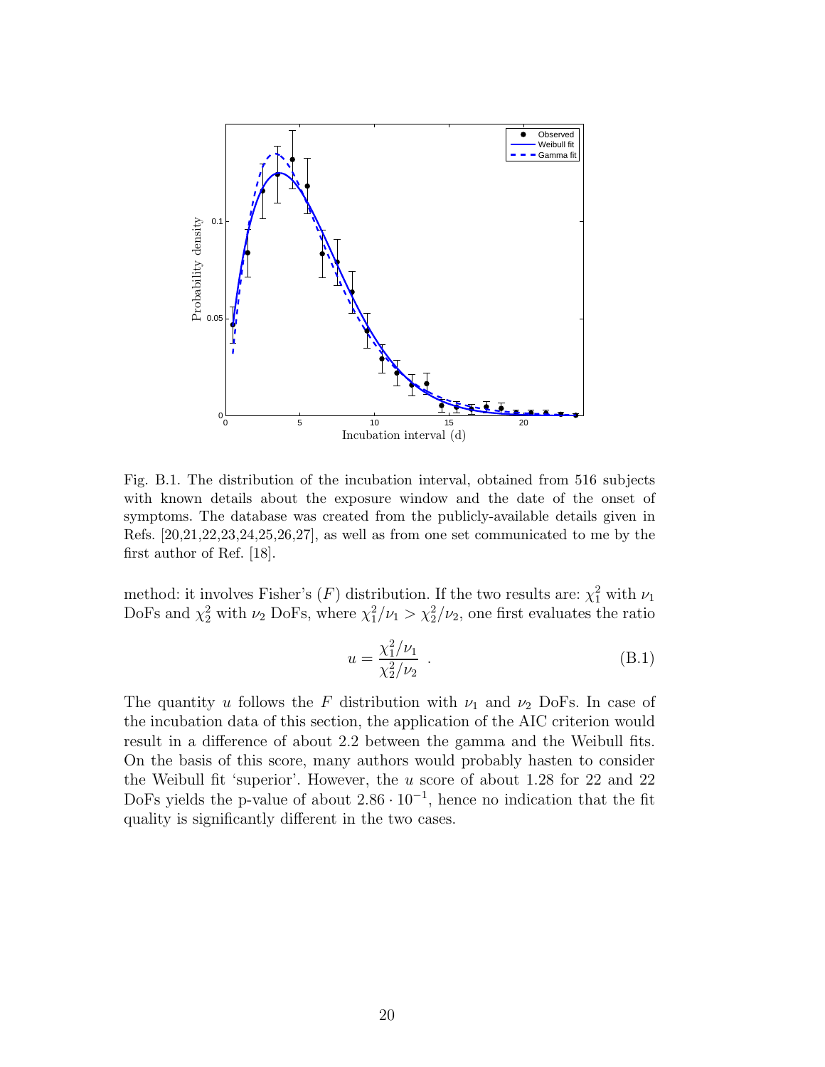Observed
Weibull fit
Gamma fit

Probability density

0.1

0.05

0

0

5

10

15

20

Incubation interval (d)

Fig. B.1. The distribution of the incubation interval, obtained from 516 subjects with known details about the exposure window and the date of the onset of symptoms. The database was created from the publicly-available details given in Refs. [20,21,22,23,24,25,26,27], as well as from one set communicated to me by the first author of Ref. [18].

method: it involves Fisher's ($F$) distribution. If the two results are: $\chi^2_1$ with $\nu_1$ DoFs and $\chi^2_2$ with $\nu_2$ DoFs, where $\chi^2_1/\nu_1 > \chi^2_2/\nu_2$, one first evaluates the ratio

$$u = \frac{\chi^2_1/\nu_1}{\chi^2_2/\nu_2} \ . \tag{B.1}$$

The quantity $u$ follows the $F$ distribution with $\nu_1$ and $\nu_2$ DoFs. In case of the incubation data of this section, the application of the AIC criterion would result in a difference of about 2.2 between the gamma and the Weibull fits. On the basis of this score, many authors would probably hasten to consider the Weibull fit 'superior'. However, the $u$ score of about 1.28 for 22 and 22 DoFs yields the p-value of about $2.86 \cdot 10^{-1}$, hence no indication that the fit quality is significantly different in the two cases.